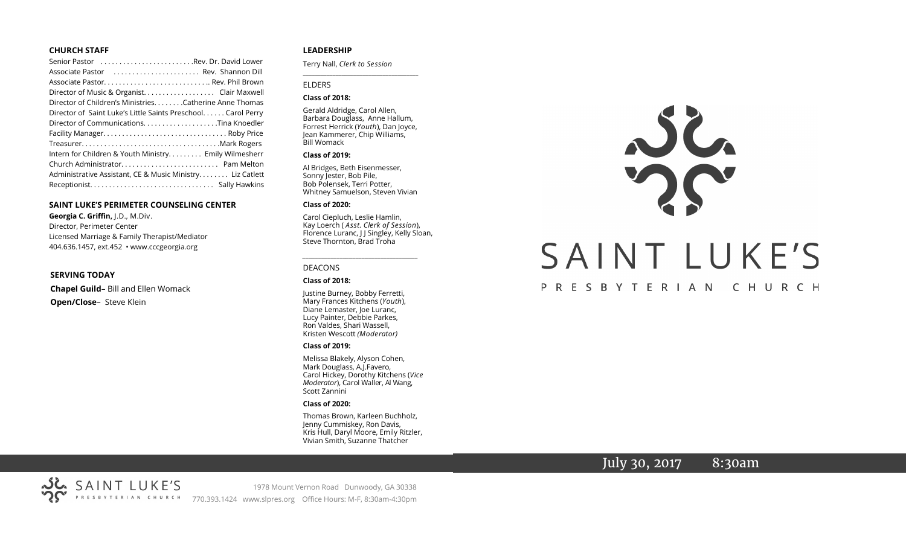## CHURCH STAFF

Senior Pastor . . . . . . . . . . . . . . . . . . . . . . . .Rev. Dr. David Lower
Associate Pastor . . . . . . . . . . . . . . . . . . . . . . Rev. Shannon Dill
Associate Pastor. . . . . . . . . . . . . . . . . . . . . . . . . . .. Rev. Phil Brown
Director of Music & Organist. . . . . . . . . . . . . . . . . . Clair Maxwell
Director of Children's Ministries. . . . . . . .Catherine Anne Thomas
Director of Saint Luke's Little Saints Preschool. . . . . . Carol Perry
Director of Communications. . . . . . . . . . . . . . . . . . . .Tina Knoedler
Facility Manager. . . . . . . . . . . . . . . . . . . . . . . . . . . . . . . . Roby Price
Treasurer. . . . . . . . . . . . . . . . . . . . . . . . . . . . . . . . . . . .Mark Rogers
Intern for Children & Youth Ministry. . . . . . . . . Emily Wilmesherr
Church Administrator. . . . . . . . . . . . . . . . . . . . . . . . . Pam Melton
Administrative Assistant, CE & Music Ministry. . . . . . . . Liz Catlett
Receptionist. . . . . . . . . . . . . . . . . . . . . . . . . . . . . . . . Sally Hawkins

## SAINT LUKE'S PERIMETER COUNSELING CENTER

**Georgia C. Griffin,** J.D., M.Div.
Director, Perimeter Center
Licensed Marriage & Family Therapist/Mediator
404.636.1457, ext.452 • www.cccgeorgia.org

## SERVING TODAY

**Chapel Guild**– Bill and Ellen Womack
**Open/Close**– Steve Klein

## LEADERSHIP

Terry Nall, *Clerk to Session*

ELDERS

**Class of 2018:**

Gerald Aldridge, Carol Allen, Barbara Douglass, Anne Hallum, Forrest Herrick (*Youth*), Dan Joyce, Jean Kammerer, Chip Williams, Bill Womack

**Class of 2019:**

Al Bridges, Beth Eisenmesser, Sonny Jester, Bob Pile, Bob Polensek, Terri Potter, Whitney Samuelson, Steven Vivian

**Class of 2020:**

Carol Ciepluch, Leslie Hamlin, Kay Loerch ( *Asst. Clerk of Session*), Florence Luranc, J J Singley, Kelly Sloan, Steve Thornton, Brad Troha

DEACONS

**Class of 2018:**

Justine Burney, Bobby Ferretti, Mary Frances Kitchens (*Youth*), Diane Lemaster, Joe Luranc, Lucy Painter, Debbie Parkes, Ron Valdes, Shari Wassell, Kristen Wescott *(Moderator)*

**Class of 2019:**

Melissa Blakely, Alyson Cohen, Mark Douglass, A.J.Favero, Carol Hickey, Dorothy Kitchens (*Vice Moderator*), Carol Waller, Al Wang, Scott Zannini

**Class of 2020:**

Thomas Brown, Karleen Buchholz, Jenny Cummiskey, Ron Davis, Kris Hull, Daryl Moore, Emily Ritzler, Vivian Smith, Suzanne Thatcher

# SAINT LUKE'S
PRESBYTERIAN CHURCH

July 30, 2017 8:30am

SAINT LUKE'S PRESBYTERIAN CHURCH
1978 Mount Vernon Road Dunwoody, GA 30338
770.393.1424 www.slpres.org Office Hours: M-F, 8:30am-4:30pm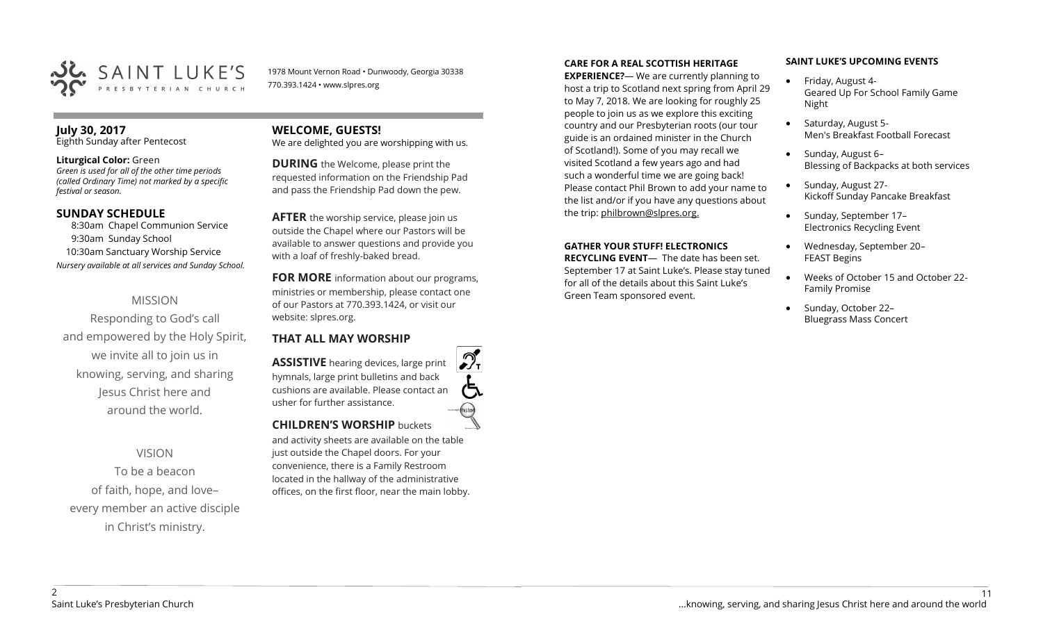# SAINT LUKE'S PRESBYTERIAN CHURCH

1978 Mount Vernon Road • Dunwoody, Georgia 30338
770.393.1424 • www.slpres.org

**July 30, 2017**
Eighth Sunday after Pentecost

**Liturgical Color:** Green
*Green is used for all of the other time periods (called Ordinary Time) not marked by a specific festival or season.*

## SUNDAY SCHEDULE

8:30am Chapel Communion Service
9:30am Sunday School
10:30am Sanctuary Worship Service
*Nursery available at all services and Sunday School.*

## MISSION

Responding to God's call
and empowered by the Holy Spirit,
we invite all to join us in
knowing, serving, and sharing
Jesus Christ here and
around the world.

## VISION

To be a beacon
of faith, hope, and love–
every member an active disciple
in Christ's ministry.

## WELCOME, GUESTS!

We are delighted you are worshipping with us.

**DURING** the Welcome, please print the requested information on the Friendship Pad and pass the Friendship Pad down the pew.

**AFTER** the worship service, please join us outside the Chapel where our Pastors will be available to answer questions and provide you with a loaf of freshly-baked bread.

**FOR MORE** information about our programs, ministries or membership, please contact one of our Pastors at 770.393.1424, or visit our website: slpres.org.

## THAT ALL MAY WORSHIP

**ASSISTIVE** hearing devices, large print hymnals, large print bulletins and back cushions are available. Please contact an usher for further assistance.

**CHILDREN'S WORSHIP** buckets and activity sheets are available on the table just outside the Chapel doors. For your convenience, there is a Family Restroom located in the hallway of the administrative offices, on the first floor, near the main lobby.

**CARE FOR A REAL SCOTTISH HERITAGE EXPERIENCE?**— We are currently planning to host a trip to Scotland next spring from April 29 to May 7, 2018. We are looking for roughly 25 people to join us as we explore this exciting country and our Presbyterian roots (our tour guide is an ordained minister in the Church of Scotland!). Some of you may recall we visited Scotland a few years ago and had such a wonderful time we are going back! Please contact Phil Brown to add your name to the list and/or if you have any questions about the trip: philbrown@slpres.org.

**GATHER YOUR STUFF! ELECTRONICS RECYCLING EVENT**— The date has been set. September 17 at Saint Luke's. Please stay tuned for all of the details about this Saint Luke's Green Team sponsored event.

**SAINT LUKE'S UPCOMING EVENTS**

- Friday, August 4- Geared Up For School Family Game Night
- Saturday, August 5- Men's Breakfast Football Forecast
- Sunday, August 6– Blessing of Backpacks at both services
- Sunday, August 27- Kickoff Sunday Pancake Breakfast
- Sunday, September 17– Electronics Recycling Event
- Wednesday, September 20– FEAST Begins
- Weeks of October 15 and October 22- Family Promise
- Sunday, October 22– Bluegrass Mass Concert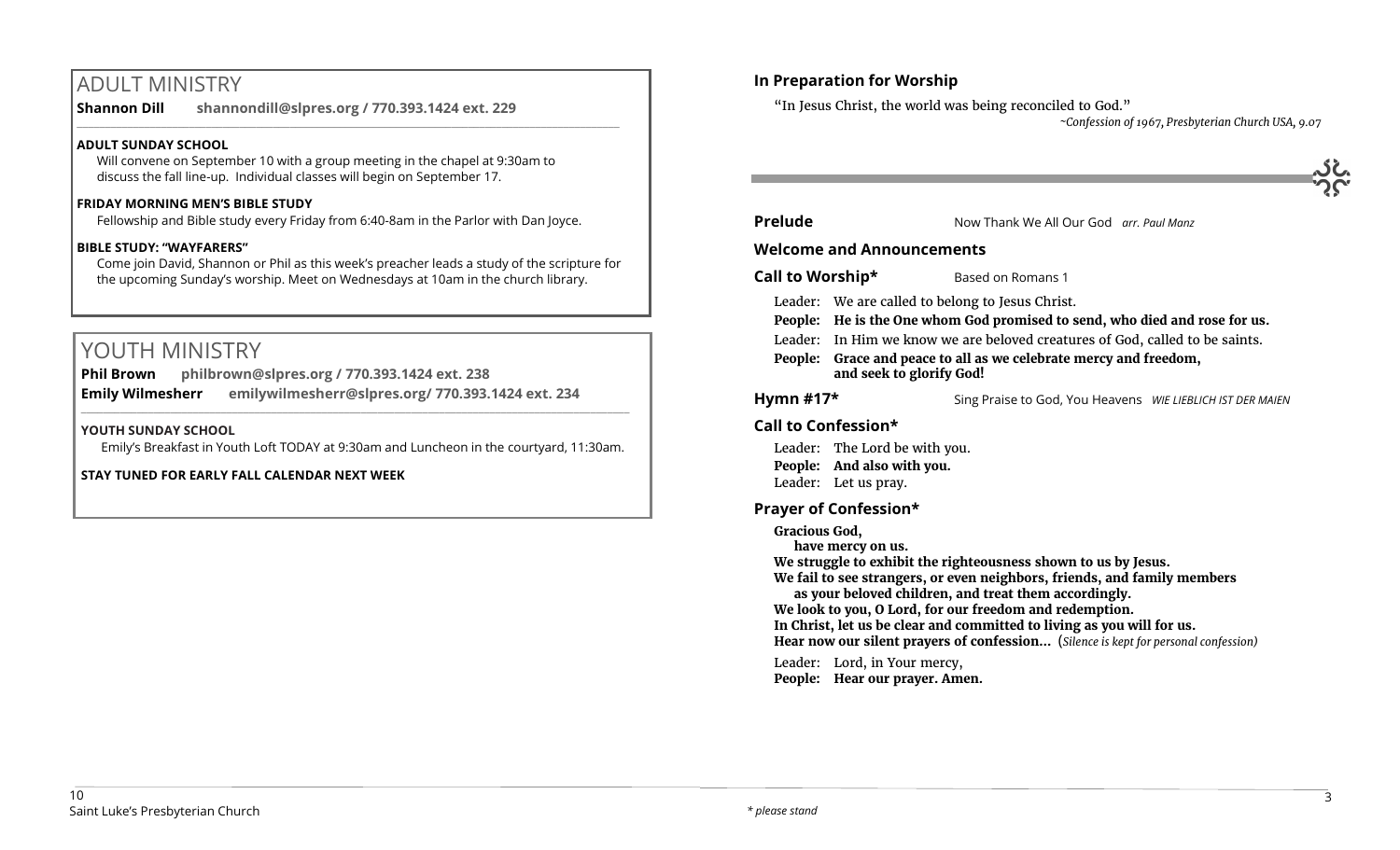# ADULT MINISTRY

**Shannon Dill** **shannondill@slpres.org / 770.393.1424 ext. 229**

**ADULT SUNDAY SCHOOL**

Will convene on September 10 with a group meeting in the chapel at 9:30am to discuss the fall line-up. Individual classes will begin on September 17.

**FRIDAY MORNING MEN'S BIBLE STUDY**

Fellowship and Bible study every Friday from 6:40-8am in the Parlor with Dan Joyce.

**BIBLE STUDY: "WAYFARERS"**

Come join David, Shannon or Phil as this week's preacher leads a study of the scripture for the upcoming Sunday's worship. Meet on Wednesdays at 10am in the church library.

# YOUTH MINISTRY

**Phil Brown** **philbrown@slpres.org / 770.393.1424 ext. 238**

**Emily Wilmesherr** **emilywilmesherr@slpres.org/ 770.393.1424 ext. 234**

**YOUTH SUNDAY SCHOOL**

Emily's Breakfast in Youth Loft TODAY at 9:30am and Luncheon in the courtyard, 11:30am.

**STAY TUNED FOR EARLY FALL CALENDAR NEXT WEEK**

## In Preparation for Worship

"In Jesus Christ, the world was being reconciled to God."

*~Confession of 1967, Presbyterian Church USA, 9.07*

**Prelude** Now Thank We All Our God *arr. Paul Manz*

**Welcome and Announcements**

**Call to Worship*** Based on Romans 1

Leader: We are called to belong to Jesus Christ.

**People: He is the One whom God promised to send, who died and rose for us.**

Leader: In Him we know we are beloved creatures of God, called to be saints.

**People: Grace and peace to all as we celebrate mercy and freedom, and seek to glorify God!**

**Hymn #17*** Sing Praise to God, You Heavens *WIE LIEBLICH IST DER MAIEN*

**Call to Confession***

Leader: The Lord be with you.

**People: And also with you.**

Leader: Let us pray.

**Prayer of Confession***

**Gracious God,**
**have mercy on us.**
**We struggle to exhibit the righteousness shown to us by Jesus.**
**We fail to see strangers, or even neighbors, friends, and family members as your beloved children, and treat them accordingly.**
**We look to you, O Lord, for our freedom and redemption.**
**In Christ, let us be clear and committed to living as you will for us.**
**Hear now our silent prayers of confession…** (*Silence is kept for personal confession)*

Leader: Lord, in Your mercy,

**People: Hear our prayer. Amen.**

*\* please stand*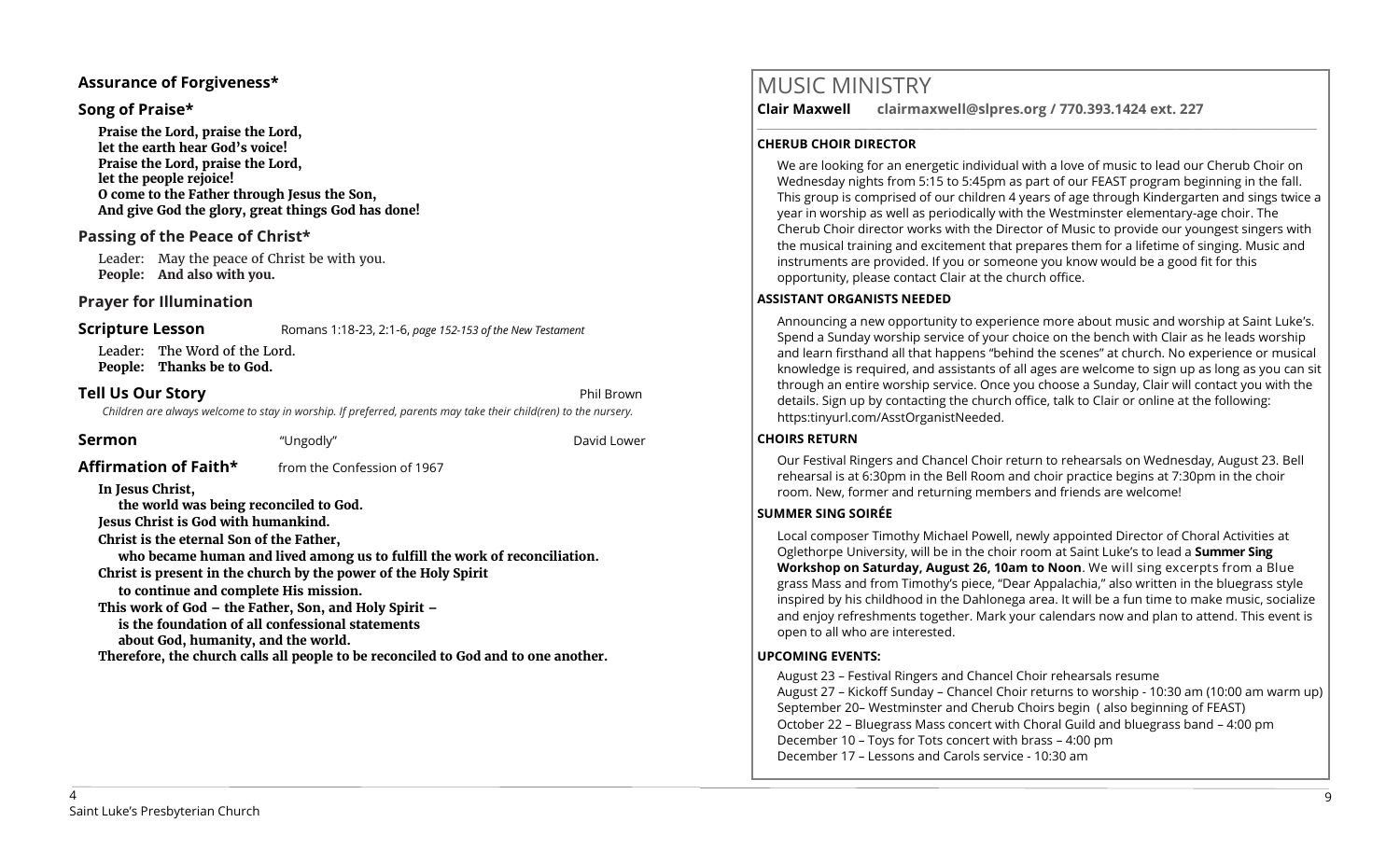**Assurance of Forgiveness***

**Song of Praise***

**Praise the Lord, praise the Lord,**
**let the earth hear God's voice!**
**Praise the Lord, praise the Lord,**
**let the people rejoice!**
**O come to the Father through Jesus the Son,**
**And give God the glory, great things God has done!**

**Passing of the Peace of Christ***

Leader: May the peace of Christ be with you.
**People: And also with you.**

**Prayer for Illumination**

**Scripture Lesson** Romans 1:18-23, 2:1-6, *page 152-153 of the New Testament*

Leader: The Word of the Lord.
**People: Thanks be to God.**

**Tell Us Our Story** Phil Brown

*Children are always welcome to stay in worship. If preferred, parents may take their child(ren) to the nursery.*

**Sermon** "Ungodly" David Lower

**Affirmation of Faith*** from the Confession of 1967

**In Jesus Christ,**
**the world was being reconciled to God.**
**Jesus Christ is God with humankind.**
**Christ is the eternal Son of the Father,**
**who became human and lived among us to fulfill the work of reconciliation.**
**Christ is present in the church by the power of the Holy Spirit**
**to continue and complete His mission.**
**This work of God – the Father, Son, and Holy Spirit –**
**is the foundation of all confessional statements**
**about God, humanity, and the world.**
**Therefore, the church calls all people to be reconciled to God and to one another.**

# MUSIC MINISTRY

**Clair Maxwell clairmaxwell@slpres.org / 770.393.1424 ext. 227**

**CHERUB CHOIR DIRECTOR**

We are looking for an energetic individual with a love of music to lead our Cherub Choir on Wednesday nights from 5:15 to 5:45pm as part of our FEAST program beginning in the fall. This group is comprised of our children 4 years of age through Kindergarten and sings twice a year in worship as well as periodically with the Westminster elementary-age choir. The Cherub Choir director works with the Director of Music to provide our youngest singers with the musical training and excitement that prepares them for a lifetime of singing. Music and instruments are provided. If you or someone you know would be a good fit for this opportunity, please contact Clair at the church office.

**ASSISTANT ORGANISTS NEEDED**

Announcing a new opportunity to experience more about music and worship at Saint Luke's. Spend a Sunday worship service of your choice on the bench with Clair as he leads worship and learn firsthand all that happens "behind the scenes" at church. No experience or musical knowledge is required, and assistants of all ages are welcome to sign up as long as you can sit through an entire worship service. Once you choose a Sunday, Clair will contact you with the details. Sign up by contacting the church office, talk to Clair or online at the following: https:tinyurl.com/AsstOrganistNeeded.

**CHOIRS RETURN**

Our Festival Ringers and Chancel Choir return to rehearsals on Wednesday, August 23. Bell rehearsal is at 6:30pm in the Bell Room and choir practice begins at 7:30pm in the choir room. New, former and returning members and friends are welcome!

**SUMMER SING SOIRÉE**

Local composer Timothy Michael Powell, newly appointed Director of Choral Activities at Oglethorpe University, will be in the choir room at Saint Luke's to lead a **Summer Sing Workshop on Saturday, August 26, 10am to Noon**. We will sing excerpts from a Blue grass Mass and from Timothy's piece, "Dear Appalachia," also written in the bluegrass style inspired by his childhood in the Dahlonega area. It will be a fun time to make music, socialize and enjoy refreshments together. Mark your calendars now and plan to attend. This event is open to all who are interested.

**UPCOMING EVENTS:**

August 23 – Festival Ringers and Chancel Choir rehearsals resume
August 27 – Kickoff Sunday – Chancel Choir returns to worship - 10:30 am (10:00 am warm up)
September 20– Westminster and Cherub Choirs begin ( also beginning of FEAST)
October 22 – Bluegrass Mass concert with Choral Guild and bluegrass band – 4:00 pm
December 10 – Toys for Tots concert with brass – 4:00 pm
December 17 – Lessons and Carols service - 10:30 am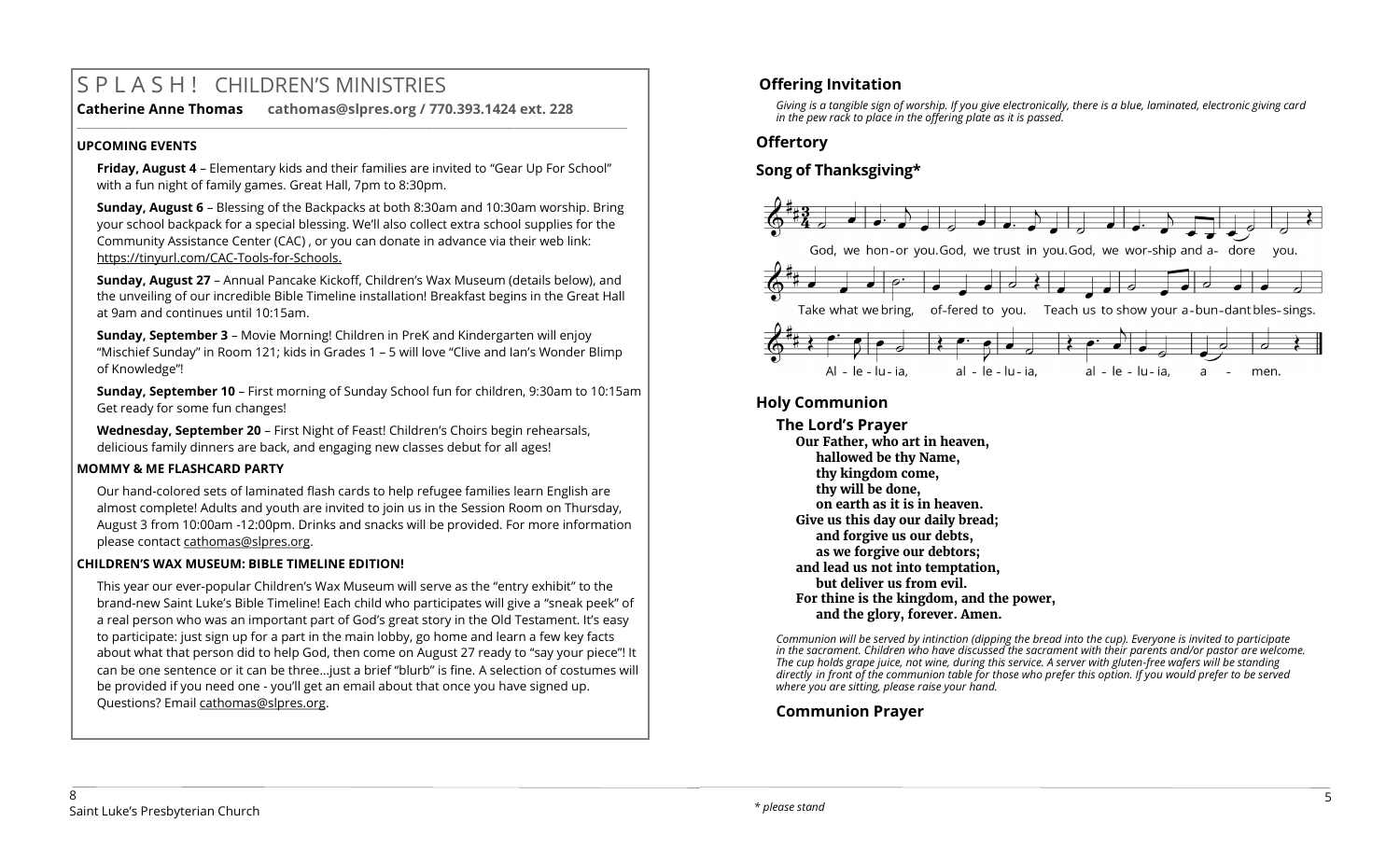# SPLASH! CHILDREN'S MINISTRIES

**Catherine Anne Thomas cathomas@slpres.org / 770.393.1424 ext. 228**

**UPCOMING EVENTS**

**Friday, August 4** – Elementary kids and their families are invited to "Gear Up For School" with a fun night of family games. Great Hall, 7pm to 8:30pm.

**Sunday, August 6** – Blessing of the Backpacks at both 8:30am and 10:30am worship. Bring your school backpack for a special blessing. We'll also collect extra school supplies for the Community Assistance Center (CAC) , or you can donate in advance via their web link: https://tinyurl.com/CAC-Tools-for-Schools.

**Sunday, August 27** – Annual Pancake Kickoff, Children's Wax Museum (details below), and the unveiling of our incredible Bible Timeline installation! Breakfast begins in the Great Hall at 9am and continues until 10:15am.

**Sunday, September 3** – Movie Morning! Children in PreK and Kindergarten will enjoy "Mischief Sunday" in Room 121; kids in Grades 1 – 5 will love "Clive and Ian's Wonder Blimp of Knowledge"!

**Sunday, September 10** – First morning of Sunday School fun for children, 9:30am to 10:15am Get ready for some fun changes!

**Wednesday, September 20** – First Night of Feast! Children's Choirs begin rehearsals, delicious family dinners are back, and engaging new classes debut for all ages!

**MOMMY & ME FLASHCARD PARTY**

Our hand-colored sets of laminated flash cards to help refugee families learn English are almost complete! Adults and youth are invited to join us in the Session Room on Thursday, August 3 from 10:00am -12:00pm. Drinks and snacks will be provided. For more information please contact cathomas@slpres.org.

**CHILDREN'S WAX MUSEUM: BIBLE TIMELINE EDITION!**

This year our ever-popular Children's Wax Museum will serve as the "entry exhibit" to the brand-new Saint Luke's Bible Timeline! Each child who participates will give a "sneak peek" of a real person who was an important part of God's great story in the Old Testament. It's easy to participate: just sign up for a part in the main lobby, go home and learn a few key facts about what that person did to help God, then come on August 27 ready to "say your piece"! It can be one sentence or it can be three...just a brief "blurb" is fine. A selection of costumes will be provided if you need one - you'll get an email about that once you have signed up. Questions? Email cathomas@slpres.org.

## Offering Invitation

*Giving is a tangible sign of worship. If you give electronically, there is a blue, laminated, electronic giving card in the pew rack to place in the offering plate as it is passed.*

## Offertory

## Song of Thanksgiving*

God, we hon-or you. God, we trust in you. God, we wor-ship and a- dore you.
Take what we bring, of-fered to you. Teach us to show your a-bun-dant bles-sings.
Al - le - lu - ia, al - le - lu - ia, al - le - lu - ia, a - men.

## Holy Communion

### The Lord's Prayer

**Our Father, who art in heaven,**
**hallowed be thy Name,**
**thy kingdom come,**
**thy will be done,**
**on earth as it is in heaven.**
**Give us this day our daily bread;**
**and forgive us our debts,**
**as we forgive our debtors;**
**and lead us not into temptation,**
**but deliver us from evil.**
**For thine is the kingdom, and the power,**
**and the glory, forever. Amen.**

*Communion will be served by intinction (dipping the bread into the cup). Everyone is invited to participate in the sacrament. Children who have discussed the sacrament with their parents and/or pastor are welcome. The cup holds grape juice, not wine, during this service. A server with gluten-free wafers will be standing directly in front of the communion table for those who prefer this option. If you would prefer to be served where you are sitting, please raise your hand.*

### Communion Prayer

*\* please stand*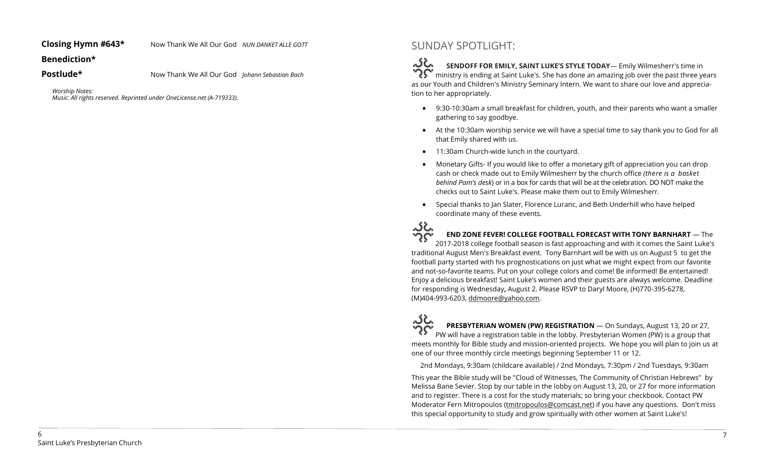**Closing Hymn #643*** Now Thank We All Our God *NUN DANKET ALLE GOTT*

**Benediction***

**Postlude*** Now Thank We All Our God *Johann Sebastian Bach*

*Worship Notes:*
*Music: All rights reserved. Reprinted under OneLicense.net (A-719333).*

## SUNDAY SPOTLIGHT:

**SENDOFF FOR EMILY, SAINT LUKE'S STYLE TODAY**— Emily Wilmesherr's time in ministry is ending at Saint Luke's. She has done an amazing job over the past three years as our Youth and Children's Ministry Seminary Intern. We want to share our love and appreciation to her appropriately.

- 9:30-10:30am a small breakfast for children, youth, and their parents who want a smaller gathering to say goodbye.
- At the 10:30am worship service we will have a special time to say thank you to God for all that Emily shared with us.
- 11:30am Church-wide lunch in the courtyard.
- Monetary Gifts- If you would like to offer a monetary gift of appreciation you can drop cash or check made out to Emily Wilmesherr by the church office *(there is a basket behind Pam's desk*) or in a box for cards that will be at the celebration. DO NOT make the checks out to Saint Luke's. Please make them out to Emily Wilmesherr.
- Special thanks to Jan Slater, Florence Luranc, and Beth Underhill who have helped coordinate many of these events.

**END ZONE FEVER! COLLEGE FOOTBALL FORECAST WITH TONY BARNHART** — The 2017-2018 college football season is fast approaching and with it comes the Saint Luke's traditional August Men's Breakfast event. Tony Barnhart will be with us on August 5 to get the football party started with his prognostications on just what we might expect from our favorite and not-so-favorite teams. Put on your college colors and come! Be informed! Be entertained! Enjoy a delicious breakfast! Saint Luke's women and their guests are always welcome. Deadline for responding is Wednesday**,** August 2. Please RSVP to Daryl Moore, (H)770-395-6278, (M)404-993-6203, ddmoore@yahoo.com.

**PRESBYTERIAN WOMEN (PW) REGISTRATION** — On Sundays, August 13, 20 or 27, PW will have a registration table in the lobby. Presbyterian Women (PW) is a group that meets monthly for Bible study and mission-oriented projects. We hope you will plan to join us at one of our three monthly circle meetings beginning September 11 or 12.

2nd Mondays, 9:30am (childcare available) / 2nd Mondays, 7:30pm / 2nd Tuesdays, 9:30am

This year the Bible study will be "Cloud of Witnesses, The Community of Christian Hebrews" by Melissa Bane Sevier. Stop by our table in the lobby on August 13, 20, or 27 for more information and to register. There is a cost for the study materials; so bring your checkbook. Contact PW Moderator Fern Mitropoulos (tmitropoulos@comcast.net) if you have any questions. Don't miss this special opportunity to study and grow spiritually with other women at Saint Luke's!